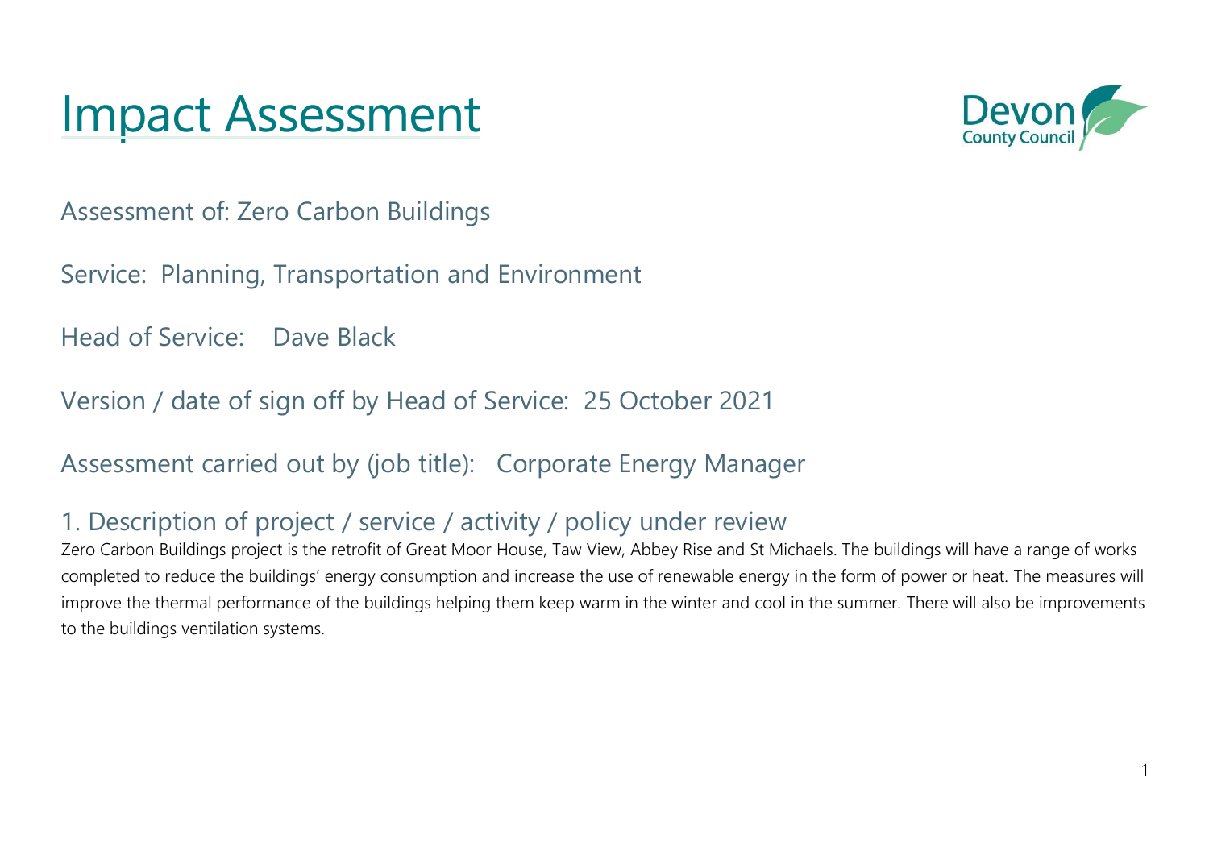# Impact Assessment

Assessment of: Zero Carbon Buildings

Service: Planning, Transportation and Environment

Head of Service: Dave Black

Version / date of sign off by Head of Service: 25 October 2021

Assessment carried out by (job title): Corporate Energy Manager

## 1. Description of project / service / activity / policy under review

Zero Carbon Buildings project is the retrofit of Great Moor House, Taw View, Abbey Rise and St Michaels. The buildings will have a range of works completed to reduce the buildings' energy consumption and increase the use of renewable energy in the form of power or heat. The measures will improve the thermal performance of the buildings helping them keep warm in the winter and cool in the summer. There will also be improvements to the buildings ventilation systems.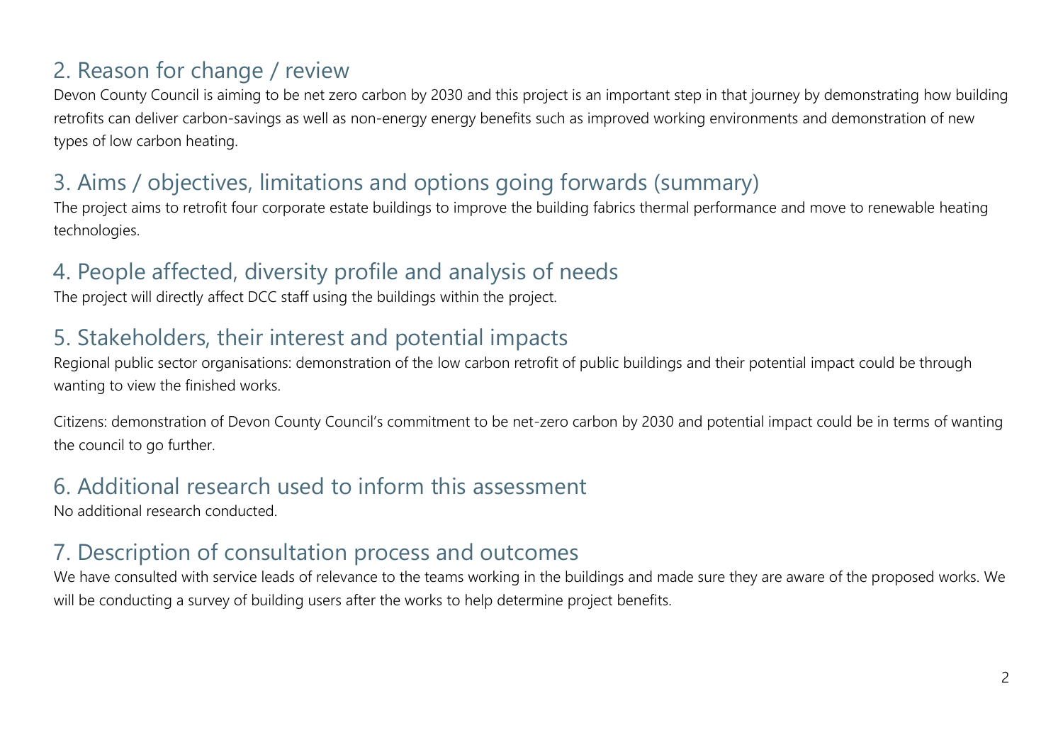## 2. Reason for change / review

Devon County Council is aiming to be net zero carbon by 2030 and this project is an important step in that journey by demonstrating how building retrofits can deliver carbon-savings as well as non-energy energy benefits such as improved working environments and demonstration of new types of low carbon heating.

## 3. Aims / objectives, limitations and options going forwards (summary)

The project aims to retrofit four corporate estate buildings to improve the building fabrics thermal performance and move to renewable heating technologies.

## 4. People affected, diversity profile and analysis of needs

The project will directly affect DCC staff using the buildings within the project.

## 5. Stakeholders, their interest and potential impacts

Regional public sector organisations: demonstration of the low carbon retrofit of public buildings and their potential impact could be through wanting to view the finished works.

Citizens: demonstration of Devon County Council's commitment to be net-zero carbon by 2030 and potential impact could be in terms of wanting the council to go further.

## 6. Additional research used to inform this assessment

No additional research conducted.

## 7. Description of consultation process and outcomes

We have consulted with service leads of relevance to the teams working in the buildings and made sure they are aware of the proposed works. We will be conducting a survey of building users after the works to help determine project benefits.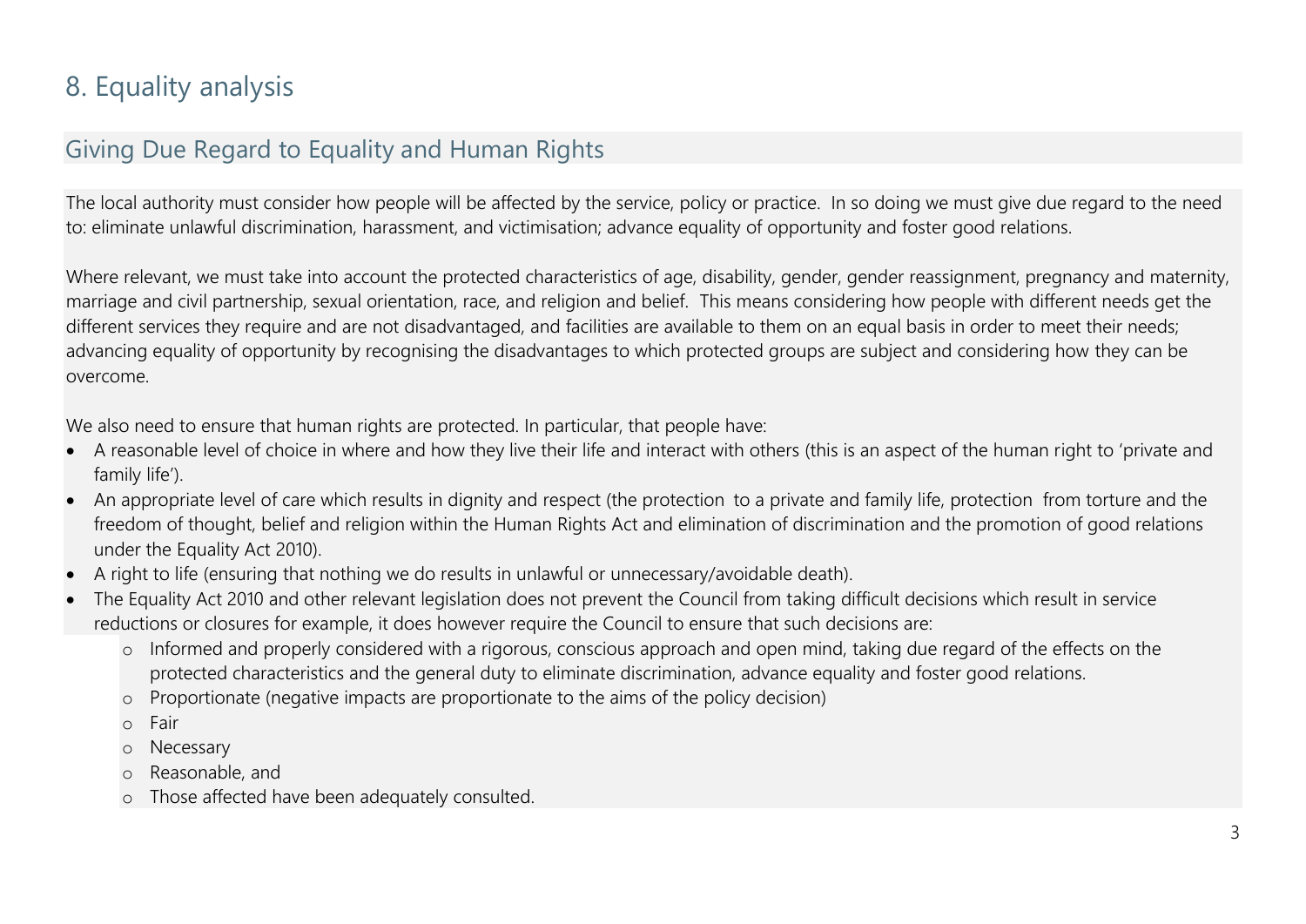# 8. Equality analysis

## Giving Due Regard to Equality and Human Rights

The local authority must consider how people will be affected by the service, policy or practice. In so doing we must give due regard to the need to: eliminate unlawful discrimination, harassment, and victimisation; advance equality of opportunity and foster good relations.

Where relevant, we must take into account the protected characteristics of age, disability, gender, gender reassignment, pregnancy and maternity, marriage and civil partnership, sexual orientation, race, and religion and belief. This means considering how people with different needs get the different services they require and are not disadvantaged, and facilities are available to them on an equal basis in order to meet their needs; advancing equality of opportunity by recognising the disadvantages to which protected groups are subject and considering how they can be overcome.

We also need to ensure that human rights are protected. In particular, that people have:

- A reasonable level of choice in where and how they live their life and interact with others (this is an aspect of the human right to 'private and family life').
- An appropriate level of care which results in dignity and respect (the protection to a private and family life, protection from torture and the freedom of thought, belief and religion within the Human Rights Act and elimination of discrimination and the promotion of good relations under the Equality Act 2010).
- A right to life (ensuring that nothing we do results in unlawful or unnecessary/avoidable death).
- The Equality Act 2010 and other relevant legislation does not prevent the Council from taking difficult decisions which result in service reductions or closures for example, it does however require the Council to ensure that such decisions are:
  - Informed and properly considered with a rigorous, conscious approach and open mind, taking due regard of the effects on the protected characteristics and the general duty to eliminate discrimination, advance equality and foster good relations.
  - Proportionate (negative impacts are proportionate to the aims of the policy decision)
  - Fair
  - Necessary
  - Reasonable, and
  - Those affected have been adequately consulted.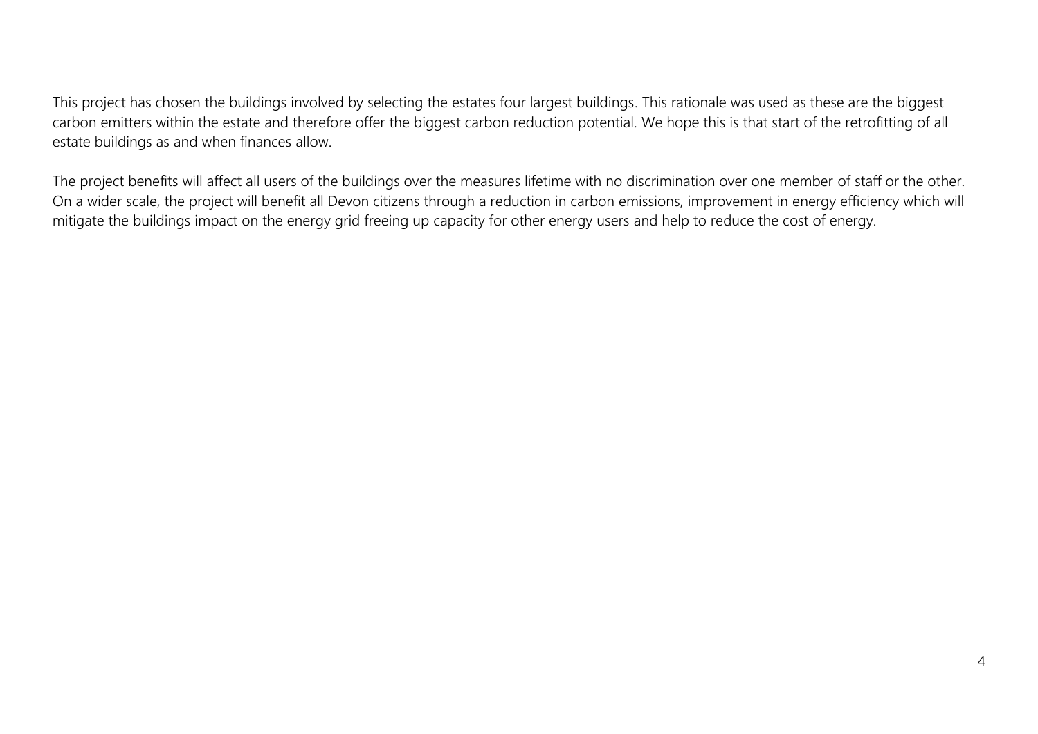This project has chosen the buildings involved by selecting the estates four largest buildings. This rationale was used as these are the biggest carbon emitters within the estate and therefore offer the biggest carbon reduction potential. We hope this is that start of the retrofitting of all estate buildings as and when finances allow.

The project benefits will affect all users of the buildings over the measures lifetime with no discrimination over one member of staff or the other. On a wider scale, the project will benefit all Devon citizens through a reduction in carbon emissions, improvement in energy efficiency which will mitigate the buildings impact on the energy grid freeing up capacity for other energy users and help to reduce the cost of energy.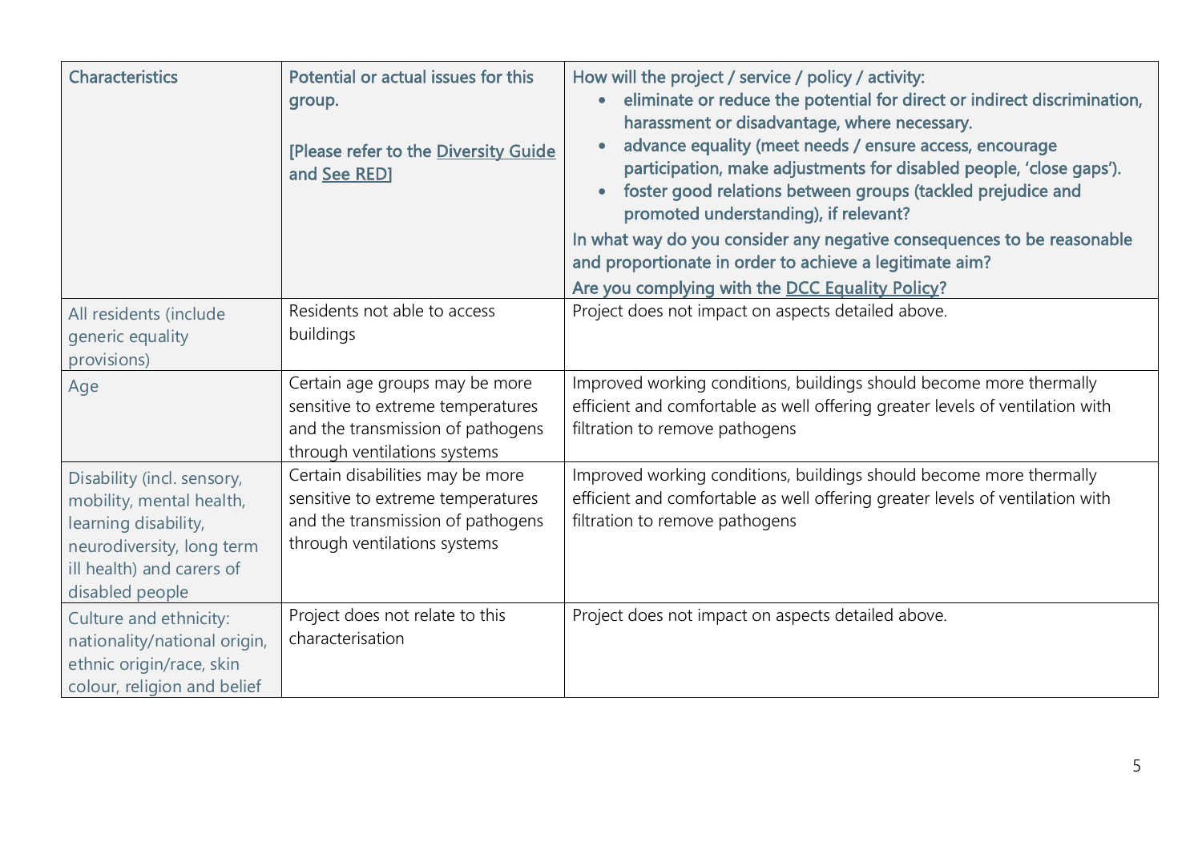| Characteristics | Potential or actual issues for this group.<br><br>[Please refer to the Diversity Guide and See RED] | How will the project / service / policy / activity:<br>• eliminate or reduce the potential for direct or indirect discrimination, harassment or disadvantage, where necessary.<br>• advance equality (meet needs / ensure access, encourage participation, make adjustments for disabled people, 'close gaps').<br>• foster good relations between groups (tackled prejudice and promoted understanding), if relevant?<br>In what way do you consider any negative consequences to be reasonable and proportionate in order to achieve a legitimate aim?<br>Are you complying with the DCC Equality Policy? |
|---|---|---|
| All residents (include generic equality provisions) | Residents not able to access buildings | Project does not impact on aspects detailed above. |
| Age | Certain age groups may be more sensitive to extreme temperatures and the transmission of pathogens through ventilations systems | Improved working conditions, buildings should become more thermally efficient and comfortable as well offering greater levels of ventilation with filtration to remove pathogens |
| Disability (incl. sensory, mobility, mental health, learning disability, neurodiversity, long term ill health) and carers of disabled people | Certain disabilities may be more sensitive to extreme temperatures and the transmission of pathogens through ventilations systems | Improved working conditions, buildings should become more thermally efficient and comfortable as well offering greater levels of ventilation with filtration to remove pathogens |
| Culture and ethnicity: nationality/national origin, ethnic origin/race, skin colour, religion and belief | Project does not relate to this characterisation | Project does not impact on aspects detailed above. |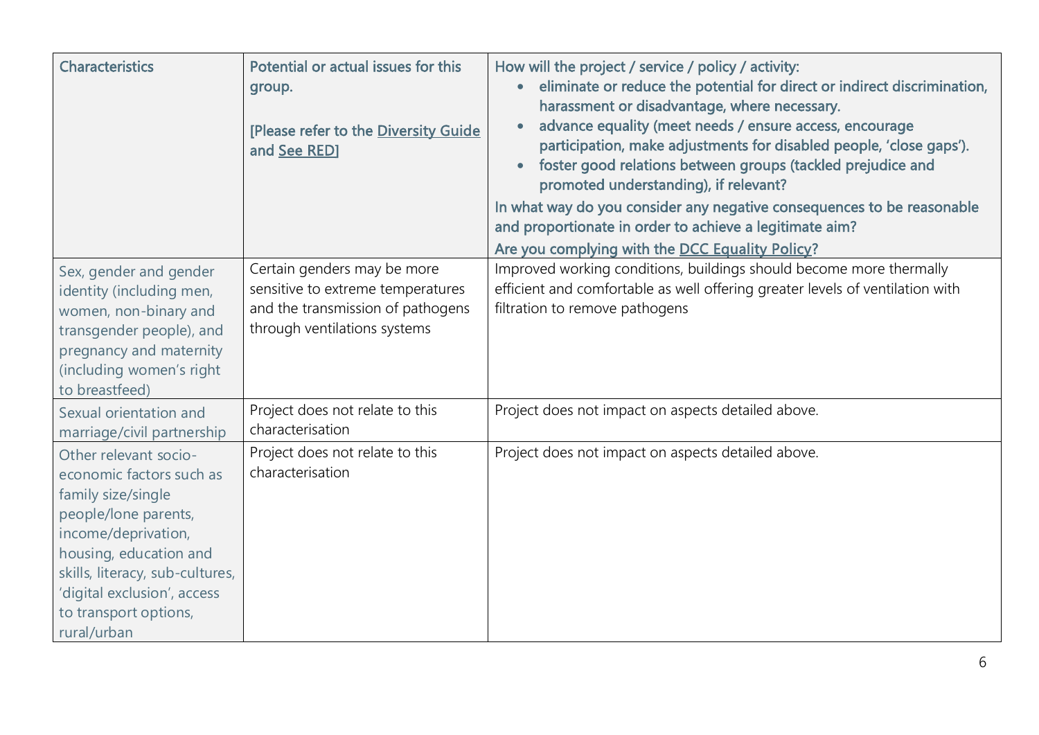| Characteristics | Potential or actual issues for this group. [Please refer to the Diversity Guide and See RED] | How will the project / service / policy / activity: <ul><li>eliminate or reduce the potential for direct or indirect discrimination, harassment or disadvantage, where necessary.</li><li>advance equality (meet needs / ensure access, encourage participation, make adjustments for disabled people, 'close gaps').</li><li>foster good relations between groups (tackled prejudice and promoted understanding), if relevant?</li></ul> In what way do you consider any negative consequences to be reasonable and proportionate in order to achieve a legitimate aim? Are you complying with the DCC Equality Policy? |
|---|---|---|
| Sex, gender and gender identity (including men, women, non-binary and transgender people), and pregnancy and maternity (including women's right to breastfeed) | Certain genders may be more sensitive to extreme temperatures and the transmission of pathogens through ventilations systems | Improved working conditions, buildings should become more thermally efficient and comfortable as well offering greater levels of ventilation with filtration to remove pathogens |
| Sexual orientation and marriage/civil partnership | Project does not relate to this characterisation | Project does not impact on aspects detailed above. |
| Other relevant socio-economic factors such as family size/single people/lone parents, income/deprivation, housing, education and skills, literacy, sub-cultures, 'digital exclusion', access to transport options, rural/urban | Project does not relate to this characterisation | Project does not impact on aspects detailed above. |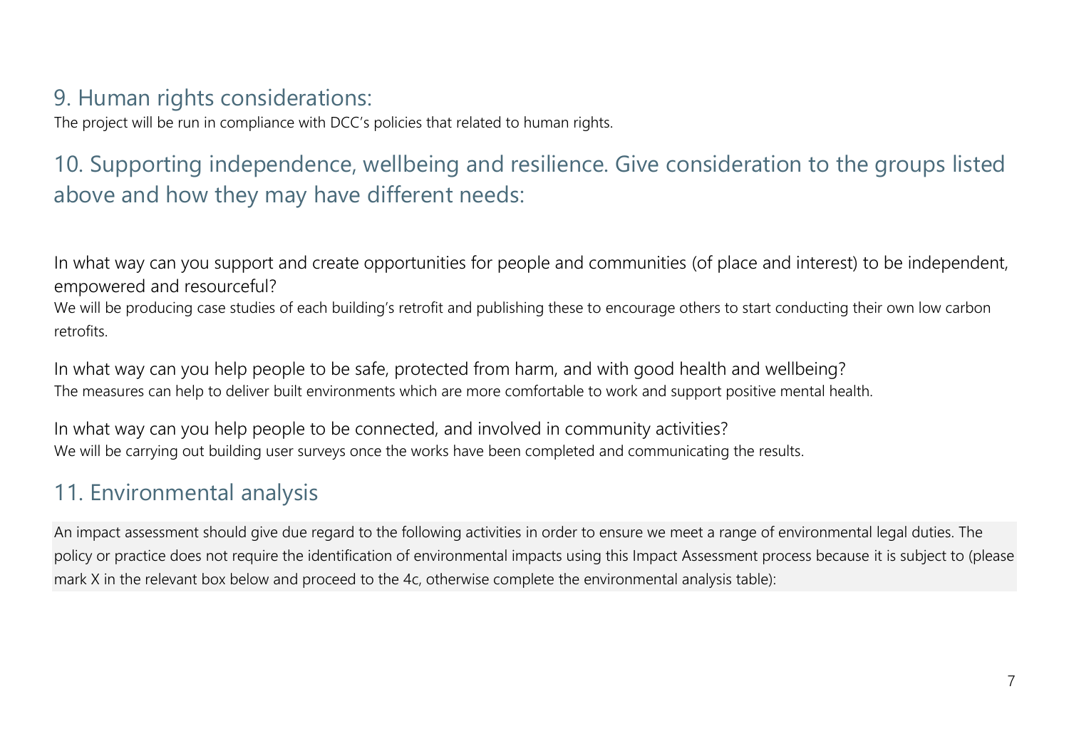## 9. Human rights considerations:

The project will be run in compliance with DCC's policies that related to human rights.

## 10. Supporting independence, wellbeing and resilience. Give consideration to the groups listed above and how they may have different needs:

In what way can you support and create opportunities for people and communities (of place and interest) to be independent, empowered and resourceful?

We will be producing case studies of each building's retrofit and publishing these to encourage others to start conducting their own low carbon retrofits.

In what way can you help people to be safe, protected from harm, and with good health and wellbeing?

The measures can help to deliver built environments which are more comfortable to work and support positive mental health.

In what way can you help people to be connected, and involved in community activities?

We will be carrying out building user surveys once the works have been completed and communicating the results.

## 11. Environmental analysis

An impact assessment should give due regard to the following activities in order to ensure we meet a range of environmental legal duties. The policy or practice does not require the identification of environmental impacts using this Impact Assessment process because it is subject to (please mark X in the relevant box below and proceed to the 4c, otherwise complete the environmental analysis table):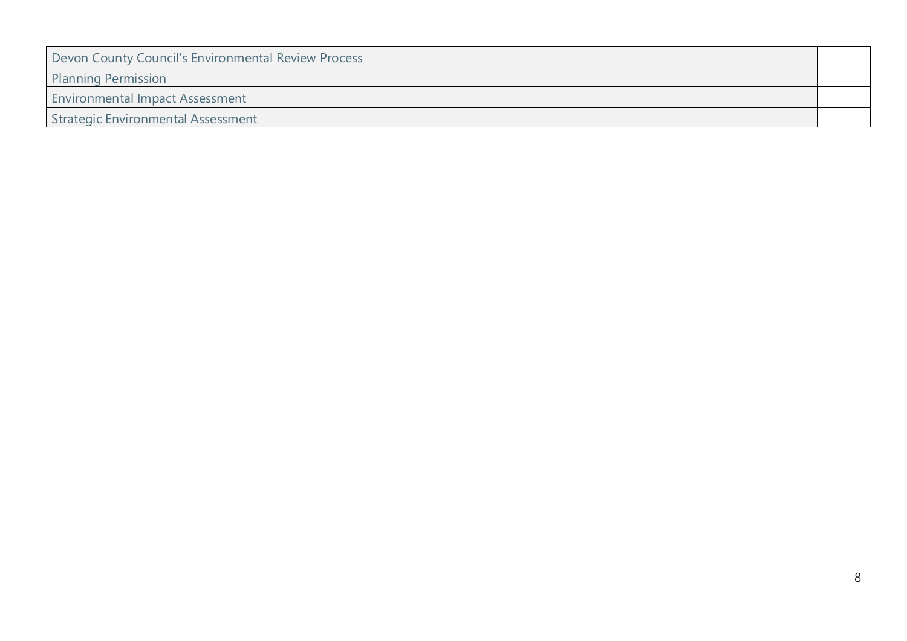| | |
|---|---|
| Devon County Council's Environmental Review Process | |
| Planning Permission | |
| Environmental Impact Assessment | |
| Strategic Environmental Assessment | |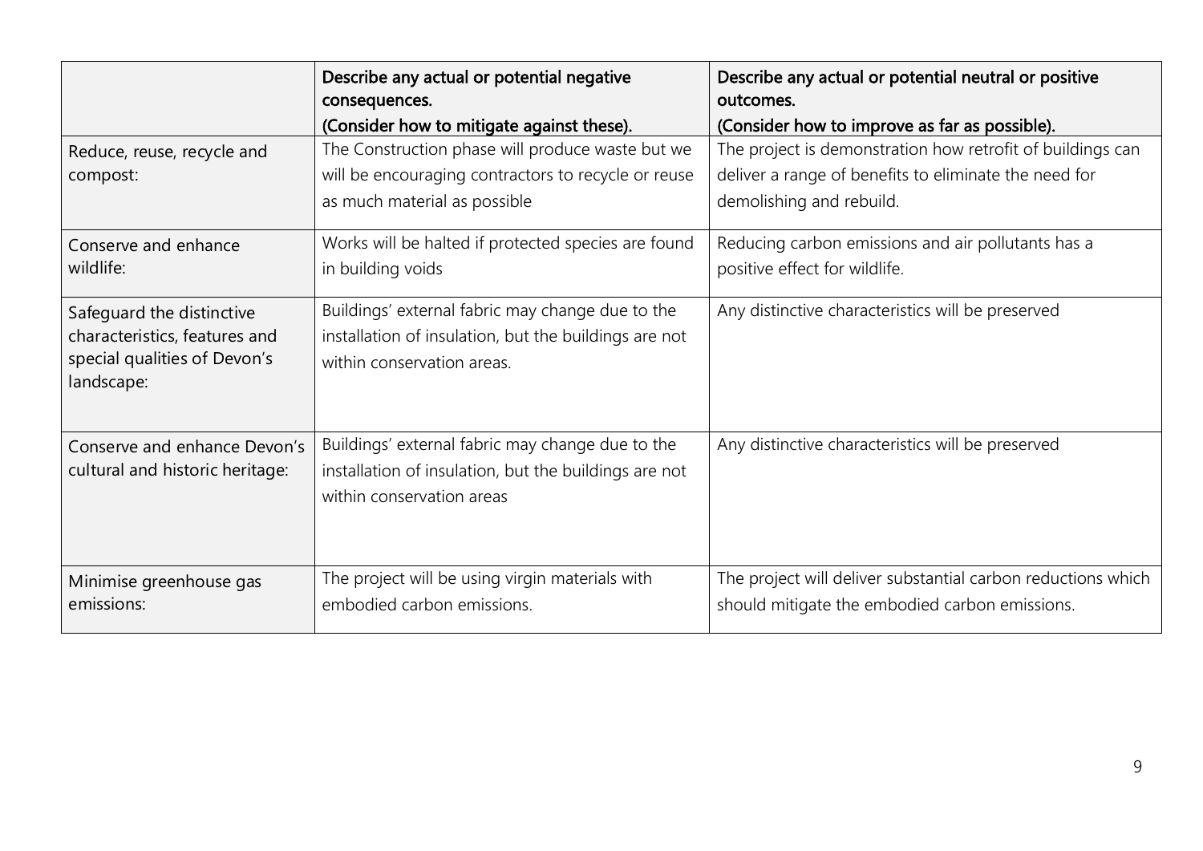| | Describe any actual or potential negative consequences. (Consider how to mitigate against these). | Describe any actual or potential neutral or positive outcomes. (Consider how to improve as far as possible). |
|---|---|---|
| Reduce, reuse, recycle and compost: | The Construction phase will produce waste but we will be encouraging contractors to recycle or reuse as much material as possible | The project is demonstration how retrofit of buildings can deliver a range of benefits to eliminate the need for demolishing and rebuild. |
| Conserve and enhance wildlife: | Works will be halted if protected species are found in building voids | Reducing carbon emissions and air pollutants has a positive effect for wildlife. |
| Safeguard the distinctive characteristics, features and special qualities of Devon's landscape: | Buildings' external fabric may change due to the installation of insulation, but the buildings are not within conservation areas. | Any distinctive characteristics will be preserved |
| Conserve and enhance Devon's cultural and historic heritage: | Buildings' external fabric may change due to the installation of insulation, but the buildings are not within conservation areas | Any distinctive characteristics will be preserved |
| Minimise greenhouse gas emissions: | The project will be using virgin materials with embodied carbon emissions. | The project will deliver substantial carbon reductions which should mitigate the embodied carbon emissions. |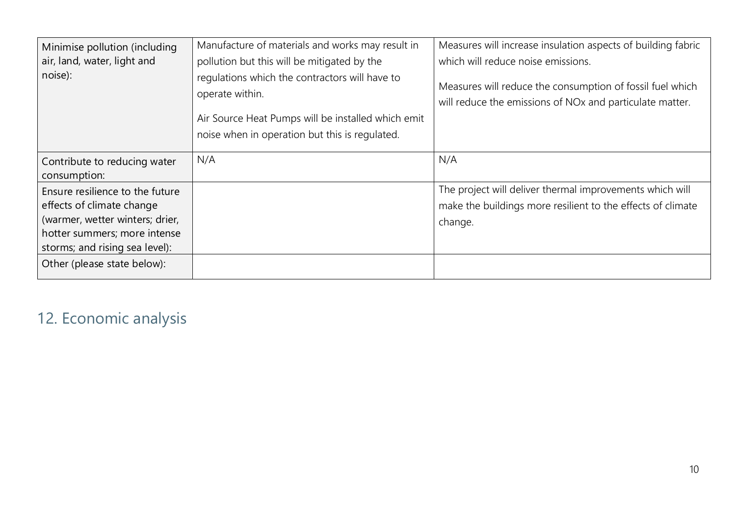| | | |
|---|---|---|
| Minimise pollution (including air, land, water, light and noise): | Manufacture of materials and works may result in pollution but this will be mitigated by the regulations which the contractors will have to operate within.<br><br>Air Source Heat Pumps will be installed which emit noise when in operation but this is regulated. | Measures will increase insulation aspects of building fabric which will reduce noise emissions.<br><br>Measures will reduce the consumption of fossil fuel which will reduce the emissions of NOx and particulate matter. |
| Contribute to reducing water consumption: | N/A | N/A |
| Ensure resilience to the future effects of climate change (warmer, wetter winters; drier, hotter summers; more intense storms; and rising sea level): | | The project will deliver thermal improvements which will make the buildings more resilient to the effects of climate change. |
| Other (please state below): | | |

## 12. Economic analysis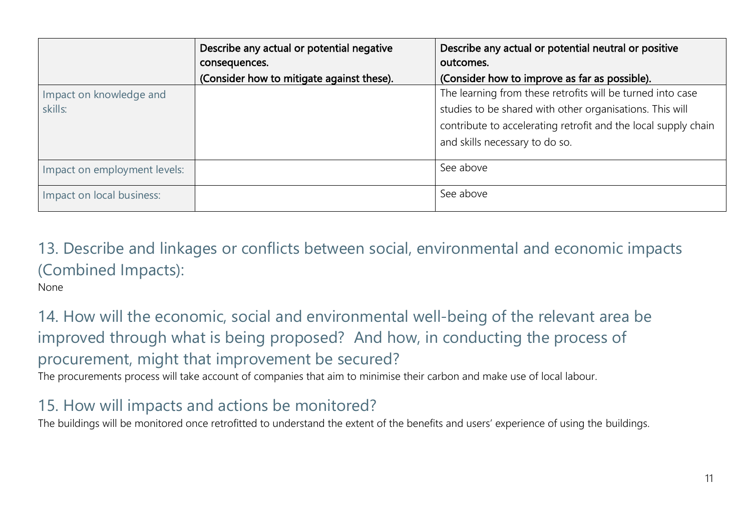| | Describe any actual or potential negative consequences. (Consider how to mitigate against these). | Describe any actual or potential neutral or positive outcomes. (Consider how to improve as far as possible). |
|---|---|---|
| Impact on knowledge and skills: | | The learning from these retrofits will be turned into case studies to be shared with other organisations. This will contribute to accelerating retrofit and the local supply chain and skills necessary to do so. |
| Impact on employment levels: | | See above |
| Impact on local business: | | See above |

## 13. Describe and linkages or conflicts between social, environmental and economic impacts (Combined Impacts):

None

## 14. How will the economic, social and environmental well-being of the relevant area be improved through what is being proposed? And how, in conducting the process of procurement, might that improvement be secured?

The procurements process will take account of companies that aim to minimise their carbon and make use of local labour.

## 15. How will impacts and actions be monitored?

The buildings will be monitored once retrofitted to understand the extent of the benefits and users' experience of using the buildings.